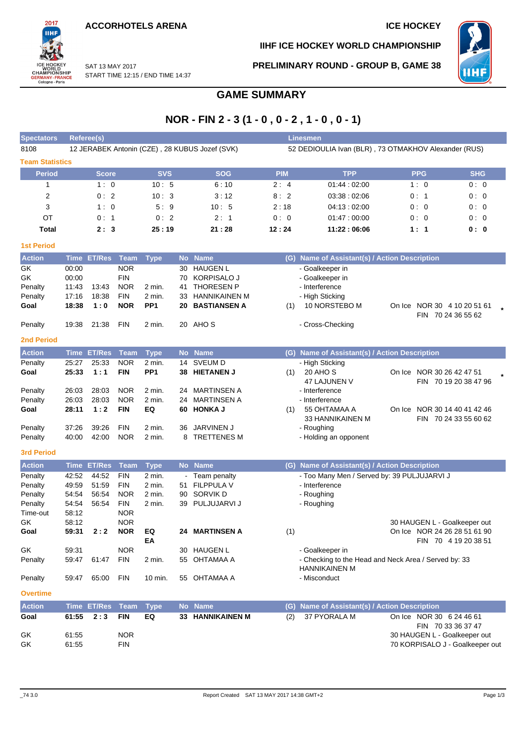ACCORHOTELS ARENA

ICE HOCKEY

IIHF ICE HOCKEY WORLD CHAMPIONSHIP

SAT 13 MAY 2017
START TIME 12:15 / END TIME 14:37

PRELIMINARY ROUND - GROUP B, GAME 38

# GAME SUMMARY

## NOR - FIN 2 - 3 (1 - 0 , 0 - 2 , 1 - 0 , 0 - 1)

| Spectators | Referee(s) | Linesmen |
|---|---|---|
| 8108 | 12 JERABEK Antonin (CZE) , 28 KUBUS Jozef (SVK) | 52 DEDIOULIA Ivan (BLR) , 73 OTMAKHOV Alexander (RUS) |

### Team Statistics

| Period | Score | SVS | SOG | PIM | TPP | PPG | SHG |
|---|---|---|---|---|---|---|---|
| 1 | 1 : 0 | 10 : 5 | 6 : 10 | 2 : 4 | 01:44 : 02:00 | 1 : 0 | 0 : 0 |
| 2 | 0 : 2 | 10 : 3 | 3 : 12 | 8 : 2 | 03:38 : 02:06 | 0 : 1 | 0 : 0 |
| 3 | 1 : 0 | 5 : 9 | 10 : 5 | 2 : 18 | 04:13 : 02:00 | 0 : 0 | 0 : 0 |
| OT | 0 : 1 | 0 : 2 | 2 : 1 | 0 : 0 | 01:47 : 00:00 | 0 : 0 | 0 : 0 |
| **Total** | **2 : 3** | **25 : 19** | **21 : 28** | **12 : 24** | **11:22 : 06:06** | **1 : 1** | **0 : 0** |

### 1st Period

| Action | Time | ET/Res | Team | Type | No | Name | (G) | Name of Assistant(s) / Action Description | |
|---|---|---|---|---|---|---|---|---|---|
| GK | 00:00 | | NOR | | 30 | HAUGEN L | | - Goalkeeper in | |
| GK | 00:00 | | FIN | | 70 | KORPISALO J | | - Goalkeeper in | |
| Penalty | 11:43 | 13:43 | NOR | 2 min. | 41 | THORESEN P | | - Interference | |
| Penalty | 17:16 | 18:38 | FIN | 2 min. | 33 | HANNIKAINEN M | | - High Sticking | |
| **Goal** | **18:38** | **1 : 0** | **NOR** | **PP1** | **20** | **BASTIANSEN A** | (1) | 10 NORSTEBO M | On Ice NOR 30 4 10 20 51 61 / FIN 70 24 36 55 62 * |
| Penalty | 19:38 | 21:38 | FIN | 2 min. | 20 | AHO S | | - Cross-Checking | |

### 2nd Period

| Action | Time | ET/Res | Team | Type | No | Name | (G) | Name of Assistant(s) / Action Description | |
|---|---|---|---|---|---|---|---|---|---|
| Penalty | 25:27 | 25:33 | NOR | 2 min. | 14 | SVEUM D | | - High Sticking | |
| **Goal** | **25:33** | **1 : 1** | **FIN** | **PP1** | **38** | **HIETANEN J** | (1) | 20 AHO S / 47 LAJUNEN V | On Ice NOR 30 26 42 47 51 / FIN 70 19 20 38 47 96 * |
| Penalty | 26:03 | 28:03 | NOR | 2 min. | 24 | MARTINSEN A | | - Interference | |
| Penalty | 26:03 | 28:03 | NOR | 2 min. | 24 | MARTINSEN A | | - Interference | |
| **Goal** | **28:11** | **1 : 2** | **FIN** | **EQ** | **60** | **HONKA J** | (1) | 55 OHTAMAA A / 33 HANNIKAINEN M | On Ice NOR 30 14 40 41 42 46 / FIN 70 24 33 55 60 62 |
| Penalty | 37:26 | 39:26 | FIN | 2 min. | 36 | JARVINEN J | | - Roughing | |
| Penalty | 40:00 | 42:00 | NOR | 2 min. | 8 | TRETTENES M | | - Holding an opponent | |

### 3rd Period

| Action | Time | ET/Res | Team | Type | No | Name | (G) | Name of Assistant(s) / Action Description | |
|---|---|---|---|---|---|---|---|---|---|
| Penalty | 42:52 | 44:52 | FIN | 2 min. | - | Team penalty | | - Too Many Men / Served by: 39 PULJUJARVI J | |
| Penalty | 49:59 | 51:59 | FIN | 2 min. | 51 | FILPPULA V | | - Interference | |
| Penalty | 54:54 | 56:54 | NOR | 2 min. | 90 | SORVIK D | | - Roughing | |
| Penalty | 54:54 | 56:54 | FIN | 2 min. | 39 | PULJUJARVI J | | - Roughing | |
| Time-out | 58:12 | | NOR | | | | | | |
| GK | 58:12 | | NOR | | | | | | 30 HAUGEN L - Goalkeeper out |
| **Goal** | **59:31** | **2 : 2** | **NOR** | **EQ EA** | **24** | **MARTINSEN A** | (1) | | On Ice NOR 24 26 28 51 61 90 / FIN 70 4 19 20 38 51 |
| GK | 59:31 | | NOR | | 30 | HAUGEN L | | - Goalkeeper in | |
| Penalty | 59:47 | 61:47 | FIN | 2 min. | 55 | OHTAMAA A | | - Checking to the Head and Neck Area / Served by: 33 HANNIKAINEN M | |
| Penalty | 59:47 | 65:00 | FIN | 10 min. | 55 | OHTAMAA A | | - Misconduct | |

### Overtime

| Action | Time | ET/Res | Team | Type | No | Name | (G) | Name of Assistant(s) / Action Description | |
|---|---|---|---|---|---|---|---|---|---|
| **Goal** | **61:55** | **2 : 3** | **FIN** | **EQ** | **33** | **HANNIKAINEN M** | (2) | 37 PYORALA M | On Ice NOR 30 6 24 46 61 / FIN 70 33 36 37 47 |
| GK | 61:55 | | NOR | | | | | | 30 HAUGEN L - Goalkeeper out |
| GK | 61:55 | | FIN | | | | | | 70 KORPISALO J - Goalkeeper out |

_74 3.0 Report Created SAT 13 MAY 2017 14:38 GMT+2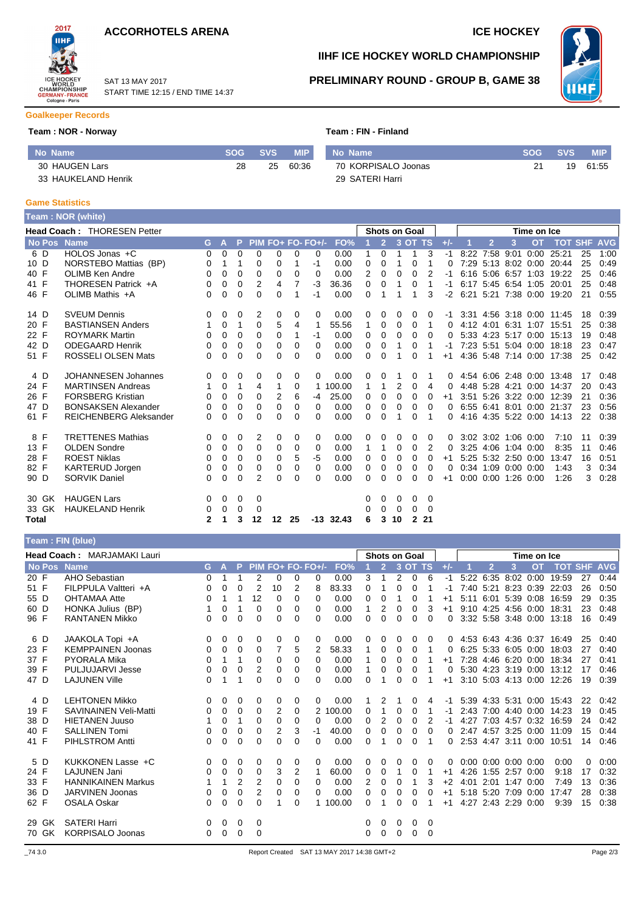# ACCORHOTELS ARENA

# ICE HOCKEY

## IIHF ICE HOCKEY WORLD CHAMPIONSHIP

SAT 13 MAY 2017
START TIME 12:15 / END TIME 14:37

## PRELIMINARY ROUND - GROUP B, GAME 38

### Goalkeeper Records

**Team : NOR - Norway**

| No | Name | SOG | SVS | MIP |
|---|---|---|---|---|
| 30 | HAUGEN Lars | 28 | 25 | 60:36 |
| 33 | HAUKELAND Henrik | | | |

**Team : FIN - Finland**

| No | Name | SOG | SVS | MIP |
|---|---|---|---|---|
| 70 | KORPISALO Joonas | 21 | 19 | 61:55 |
| 29 | SATERI Harri | | | |

### Game Statistics

**Team : NOR (white)**

**Head Coach :** THORESEN Petter

| No | Pos | Name | G | A | P | PIM | FO+ | FO- | FO+/- | FO% | SoG 1 | SoG 2 | SoG 3 | SoG OT | SoG TS | +/- | TOI 1 | TOI 2 | TOI 3 | TOI OT | TOI TOT | SHF | AVG |
|---|---|---|---|---|---|---|---|---|---|---|---|---|---|---|---|---|---|---|---|---|---|---|---|
| 6 | D | HOLOS Jonas +C | 0 | 0 | 0 | 0 | 0 | 0 | 0 | 0.00 | 1 | 0 | 1 | 1 | 3 | -1 | 8:22 | 7:58 | 9:01 | 0:00 | 25:21 | 25 | 1:00 |
| 10 | D | NORSTEBO Mattias (BP) | 0 | 1 | 1 | 0 | 0 | 1 | -1 | 0.00 | 0 | 0 | 1 | 0 | 1 | 0 | 7:29 | 5:13 | 8:02 | 0:00 | 20:44 | 25 | 0:49 |
| 40 | F | OLIMB Ken Andre | 0 | 0 | 0 | 0 | 0 | 0 | 0 | 0.00 | 2 | 0 | 0 | 0 | 2 | -1 | 6:16 | 5:06 | 6:57 | 1:03 | 19:22 | 25 | 0:46 |
| 41 | F | THORESEN Patrick +A | 0 | 0 | 0 | 2 | 4 | 7 | -3 | 36.36 | 0 | 0 | 1 | 0 | 1 | -1 | 6:17 | 5:45 | 6:54 | 1:05 | 20:01 | 25 | 0:48 |
| 46 | F | OLIMB Mathis +A | 0 | 0 | 0 | 0 | 0 | 1 | -1 | 0.00 | 0 | 1 | 1 | 1 | 3 | -2 | 6:21 | 5:21 | 7:38 | 0:00 | 19:20 | 21 | 0:55 |
| 14 | D | SVEUM Dennis | 0 | 0 | 0 | 2 | 0 | 0 | 0 | 0.00 | 0 | 0 | 0 | 0 | 0 | -1 | 3:31 | 4:56 | 3:18 | 0:00 | 11:45 | 18 | 0:39 |
| 20 | F | BASTIANSEN Anders | 1 | 0 | 1 | 0 | 5 | 4 | 1 | 55.56 | 1 | 0 | 0 | 0 | 1 | 0 | 4:12 | 4:01 | 6:31 | 1:07 | 15:51 | 25 | 0:38 |
| 22 | F | ROYMARK Martin | 0 | 0 | 0 | 0 | 0 | 1 | -1 | 0.00 | 0 | 0 | 0 | 0 | 0 | 0 | 5:33 | 4:23 | 5:17 | 0:00 | 15:13 | 19 | 0:48 |
| 42 | D | ODEGAARD Henrik | 0 | 0 | 0 | 0 | 0 | 0 | 0 | 0.00 | 0 | 0 | 1 | 0 | 1 | -1 | 7:23 | 5:51 | 5:04 | 0:00 | 18:18 | 23 | 0:47 |
| 51 | F | ROSSELI OLSEN Mats | 0 | 0 | 0 | 0 | 0 | 0 | 0 | 0.00 | 0 | 0 | 1 | 0 | 1 | +1 | 4:36 | 5:48 | 7:14 | 0:00 | 17:38 | 25 | 0:42 |
| 4 | D | JOHANNESEN Johannes | 0 | 0 | 0 | 0 | 0 | 0 | 0 | 0.00 | 0 | 0 | 1 | 0 | 1 | 0 | 4:54 | 6:06 | 2:48 | 0:00 | 13:48 | 17 | 0:48 |
| 24 | F | MARTINSEN Andreas | 1 | 0 | 1 | 4 | 1 | 0 | 1 | 100.00 | 1 | 1 | 2 | 0 | 4 | 0 | 4:48 | 5:28 | 4:21 | 0:00 | 14:37 | 20 | 0:43 |
| 26 | F | FORSBERG Kristian | 0 | 0 | 0 | 0 | 2 | 6 | -4 | 25.00 | 0 | 0 | 0 | 0 | 0 | +1 | 3:51 | 5:26 | 3:22 | 0:00 | 12:39 | 21 | 0:36 |
| 47 | D | BONSAKSEN Alexander | 0 | 0 | 0 | 0 | 0 | 0 | 0 | 0.00 | 0 | 0 | 0 | 0 | 0 | 0 | 6:55 | 6:41 | 8:01 | 0:00 | 21:37 | 23 | 0:56 |
| 61 | F | REICHENBERG Aleksander | 0 | 0 | 0 | 0 | 0 | 0 | 0 | 0.00 | 0 | 0 | 1 | 0 | 1 | 0 | 4:16 | 4:35 | 5:22 | 0:00 | 14:13 | 22 | 0:38 |
| 8 | F | TRETTENES Mathias | 0 | 0 | 0 | 2 | 0 | 0 | 0 | 0.00 | 0 | 0 | 0 | 0 | 0 | 0 | 3:02 | 3:02 | 1:06 | 0:00 | 7:10 | 11 | 0:39 |
| 13 | F | OLDEN Sondre | 0 | 0 | 0 | 0 | 0 | 0 | 0 | 0.00 | 1 | 1 | 0 | 0 | 2 | 0 | 3:25 | 4:06 | 1:04 | 0:00 | 8:35 | 11 | 0:46 |
| 28 | F | ROEST Niklas | 0 | 0 | 0 | 0 | 0 | 5 | -5 | 0.00 | 0 | 0 | 0 | 0 | 0 | +1 | 5:25 | 5:32 | 2:50 | 0:00 | 13:47 | 16 | 0:51 |
| 82 | F | KARTERUD Jorgen | 0 | 0 | 0 | 0 | 0 | 0 | 0 | 0.00 | 0 | 0 | 0 | 0 | 0 | 0 | 0:34 | 1:09 | 0:00 | 0:00 | 1:43 | 3 | 0:34 |
| 90 | D | SORVIK Daniel | 0 | 0 | 0 | 2 | 0 | 0 | 0 | 0.00 | 0 | 0 | 0 | 0 | 0 | +1 | 0:00 | 0:00 | 1:26 | 0:00 | 1:26 | 3 | 0:28 |
| 30 | GK | HAUGEN Lars | 0 | 0 | 0 | 0 | | | | | 0 | 0 | 0 | 0 | 0 | | | | | | | | |
| 33 | GK | HAUKELAND Henrik | 0 | 0 | 0 | 0 | | | | | 0 | 0 | 0 | 0 | 0 | | | | | | | | |
| **Total** | | | **2** | **1** | **3** | **12** | **12** | **25** | **-13** | **32.43** | **6** | **3** | **10** | **2** | **21** | | | | | | | | |

**Team : FIN (blue)**

**Head Coach :** MARJAMAKI Lauri

| No | Pos | Name | G | A | P | PIM | FO+ | FO- | FO+/- | FO% | SoG 1 | SoG 2 | SoG 3 | SoG OT | SoG TS | +/- | TOI 1 | TOI 2 | TOI 3 | TOI OT | TOI TOT | SHF | AVG |
|---|---|---|---|---|---|---|---|---|---|---|---|---|---|---|---|---|---|---|---|---|---|---|---|
| 20 | F | AHO Sebastian | 0 | 1 | 1 | 2 | 0 | 0 | 0 | 0.00 | 3 | 1 | 2 | 0 | 6 | -1 | 5:22 | 6:35 | 8:02 | 0:00 | 19:59 | 27 | 0:44 |
| 51 | F | FILPPULA Valtteri +A | 0 | 0 | 0 | 2 | 10 | 2 | 8 | 83.33 | 0 | 1 | 0 | 0 | 1 | -1 | 7:40 | 5:21 | 8:23 | 0:39 | 22:03 | 26 | 0:50 |
| 55 | D | OHTAMAA Atte | 0 | 1 | 1 | 12 | 0 | 0 | 0 | 0.00 | 0 | 0 | 1 | 0 | 1 | +1 | 5:11 | 6:01 | 5:39 | 0:08 | 16:59 | 29 | 0:35 |
| 60 | D | HONKA Julius (BP) | 1 | 0 | 1 | 0 | 0 | 0 | 0 | 0.00 | 1 | 2 | 0 | 0 | 3 | +1 | 9:10 | 4:25 | 4:56 | 0:00 | 18:31 | 23 | 0:48 |
| 96 | F | RANTANEN Mikko | 0 | 0 | 0 | 0 | 0 | 0 | 0 | 0.00 | 0 | 0 | 0 | 0 | 0 | 0 | 3:32 | 5:58 | 3:48 | 0:00 | 13:18 | 16 | 0:49 |
| 6 | D | JAAKOLA Topi +A | 0 | 0 | 0 | 0 | 0 | 0 | 0 | 0.00 | 0 | 0 | 0 | 0 | 0 | 0 | 4:53 | 6:43 | 4:36 | 0:37 | 16:49 | 25 | 0:40 |
| 23 | F | KEMPPAINEN Joonas | 0 | 0 | 0 | 0 | 7 | 5 | 2 | 58.33 | 1 | 0 | 0 | 0 | 1 | 0 | 6:25 | 5:33 | 6:05 | 0:00 | 18:03 | 27 | 0:40 |
| 37 | F | PYORALA Mika | 0 | 1 | 1 | 0 | 0 | 0 | 0 | 0.00 | 1 | 0 | 0 | 0 | 1 | +1 | 7:28 | 4:46 | 6:20 | 0:00 | 18:34 | 27 | 0:41 |
| 39 | F | PULJUJARVI Jesse | 0 | 0 | 0 | 2 | 0 | 0 | 0 | 0.00 | 1 | 0 | 0 | 0 | 1 | 0 | 5:30 | 4:23 | 3:19 | 0:00 | 13:12 | 17 | 0:46 |
| 47 | D | LAJUNEN Ville | 0 | 1 | 1 | 0 | 0 | 0 | 0 | 0.00 | 0 | 1 | 0 | 0 | 1 | +1 | 3:10 | 5:03 | 4:13 | 0:00 | 12:26 | 19 | 0:39 |
| 4 | D | LEHTONEN Mikko | 0 | 0 | 0 | 0 | 0 | 0 | 0 | 0.00 | 1 | 2 | 1 | 0 | 4 | -1 | 5:39 | 4:33 | 5:31 | 0:00 | 15:43 | 22 | 0:42 |
| 19 | F | SAVINAINEN Veli-Matti | 0 | 0 | 0 | 0 | 2 | 0 | 2 | 100.00 | 0 | 1 | 0 | 0 | 1 | -1 | 2:43 | 7:00 | 4:40 | 0:00 | 14:23 | 19 | 0:45 |
| 38 | D | HIETANEN Juuso | 1 | 0 | 1 | 0 | 0 | 0 | 0 | 0.00 | 0 | 2 | 0 | 0 | 2 | -1 | 4:27 | 7:03 | 4:57 | 0:32 | 16:59 | 24 | 0:42 |
| 40 | F | SALLINEN Tomi | 0 | 0 | 0 | 0 | 2 | 3 | -1 | 40.00 | 0 | 0 | 0 | 0 | 0 | 0 | 2:47 | 4:57 | 3:25 | 0:00 | 11:09 | 15 | 0:44 |
| 41 | F | PIHLSTROM Antti | 0 | 0 | 0 | 0 | 0 | 0 | 0 | 0.00 | 0 | 1 | 0 | 0 | 1 | 0 | 2:53 | 4:47 | 3:11 | 0:00 | 10:51 | 14 | 0:46 |
| 5 | D | KUKKONEN Lasse +C | 0 | 0 | 0 | 0 | 0 | 0 | 0 | 0.00 | 0 | 0 | 0 | 0 | 0 | 0 | 0:00 | 0:00 | 0:00 | 0:00 | 0:00 | 0 | 0:00 |
| 24 | F | LAJUNEN Jani | 0 | 0 | 0 | 0 | 3 | 2 | 1 | 60.00 | 0 | 0 | 1 | 0 | 1 | +1 | 4:26 | 1:55 | 2:57 | 0:00 | 9:18 | 17 | 0:32 |
| 33 | F | HANNIKAINEN Markus | 1 | 1 | 2 | 2 | 0 | 0 | 0 | 0.00 | 2 | 0 | 0 | 1 | 3 | +2 | 4:01 | 2:01 | 1:47 | 0:00 | 7:49 | 13 | 0:36 |
| 36 | D | JARVINEN Joonas | 0 | 0 | 0 | 2 | 0 | 0 | 0 | 0.00 | 0 | 0 | 0 | 0 | 0 | +1 | 5:18 | 5:20 | 7:09 | 0:00 | 17:47 | 28 | 0:38 |
| 62 | F | OSALA Oskar | 0 | 0 | 0 | 0 | 1 | 0 | 1 | 100.00 | 0 | 1 | 0 | 0 | 1 | +1 | 4:27 | 2:43 | 2:29 | 0:00 | 9:39 | 15 | 0:38 |
| 29 | GK | SATERI Harri | 0 | 0 | 0 | 0 | | | | | 0 | 0 | 0 | 0 | 0 | | | | | | | | |
| 70 | GK | KORPISALO Joonas | 0 | 0 | 0 | 0 | | | | | 0 | 0 | 0 | 0 | 0 | | | | | | | | |

_74 3.0 Report Created SAT 13 MAY 2017 14:38 GMT+2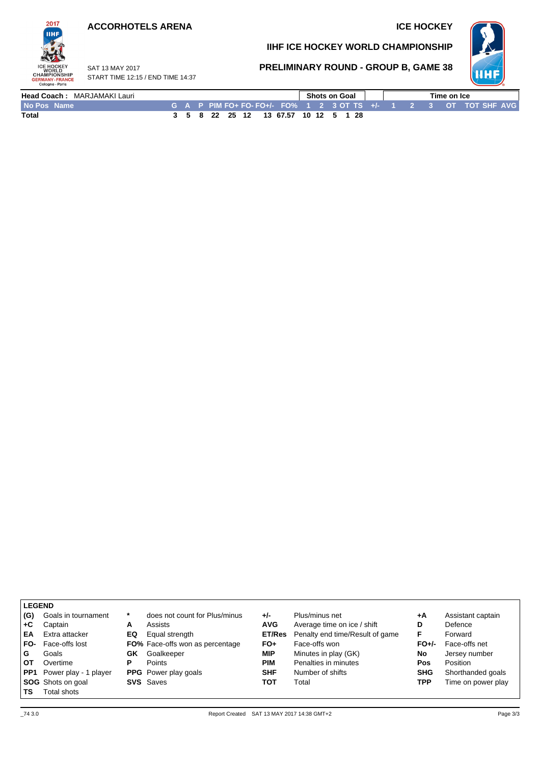# ACCORHOTELS ARENA

**ICE HOCKEY**

**IIHF ICE HOCKEY WORLD CHAMPIONSHIP**

SAT 13 MAY 2017
START TIME 12:15 / END TIME 14:37

**PRELIMINARY ROUND - GROUP B, GAME 38**

**Head Coach :** MARJAMAKI Lauri

| | | | | | | | | | | | Shots on Goal | | | | | | | Time on Ice | | | | | | |
|---|---|---|---|---|---|---|---|---|---|---|---|---|---|---|---|---|---|---|---|---|---|---|---|---|
| No | Pos | Name | G | A | P | PIM | FO+ | FO- | FO+/- | FO% | 1 | 2 | 3 | OT | TS | +/- | 1 | 2 | 3 | OT | TOT | SHF | AVG |
| **Total** | | | 3 | 5 | 8 | 22 | 25 | 12 | 13 | 67.57 | 10 | 12 | 5 | | 1 | 28 | | | | | | | |

| LEGEND | | | | | | | |
|---|---|---|---|---|---|---|---|
| (G) | Goals in tournament | * | does not count for Plus/minus | +/- | Plus/minus net | +A | Assistant captain |
| +C | Captain | A | Assists | AVG | Average time on ice / shift | D | Defence |
| EA | Extra attacker | EQ | Equal strength | ET/Res | Penalty end time/Result of game | F | Forward |
| FO- | Face-offs lost | FO% | Face-offs won as percentage | FO+ | Face-offs won | FO+/- | Face-offs net |
| G | Goals | GK | Goalkeeper | MIP | Minutes in play (GK) | No | Jersey number |
| OT | Overtime | P | Points | PIM | Penalties in minutes | Pos | Position |
| PP1 | Power play - 1 player | PPG | Power play goals | SHF | Number of shifts | SHG | Shorthanded goals |
| SOG | Shots on goal | SVS | Saves | TOT | Total | TPP | Time on power play |
| TS | Total shots | | | | | | |

_74 3.0 Report Created SAT 13 MAY 2017 14:38 GMT+2